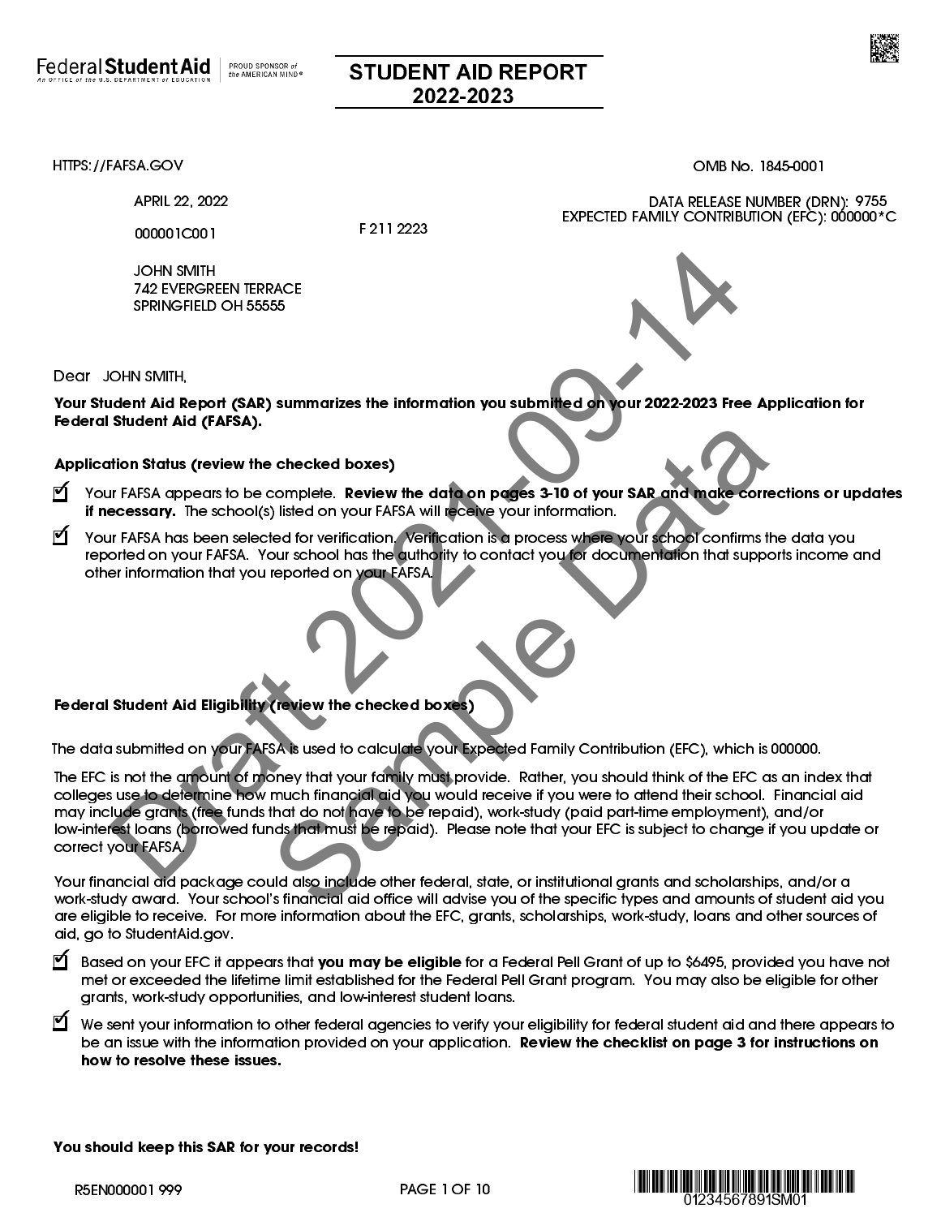Federal Student Aid | PROUD SPONSOR of the AMERICAN MIND®

An OFFICE of the U.S. DEPARTMENT of EDUCATION

# STUDENT AID REPORT 2022-2023

HTTPS://FAFSA.GOV

OMB No. 1845-0001

APRIL 22, 2022

DATA RELEASE NUMBER (DRN): 9755
EXPECTED FAMILY CONTRIBUTION (EFC): 000000*C

000001C001

F 211 2223

JOHN SMITH
742 EVERGREEN TERRACE
SPRINGFIELD OH 55555

Draft 2021-09-14 Sample Data

Dear JOHN SMITH,

**Your Student Aid Report (SAR) summarizes the information you submitted on your 2022-2023 Free Application for Federal Student Aid (FAFSA).**

**Application Status (review the checked boxes)**

- ☑ Your FAFSA appears to be complete. **Review the data on pages 3-10 of your SAR and make corrections or updates if necessary.** The school(s) listed on your FAFSA will receive your information.
- ☑ Your FAFSA has been selected for verification. Verification is a process where your school confirms the data you reported on your FAFSA. Your school has the authority to contact you for documentation that supports income and other information that you reported on your FAFSA.

**Federal Student Aid Eligibility (review the checked boxes)**

The data submitted on your FAFSA is used to calculate your Expected Family Contribution (EFC), which is 000000.

The EFC is not the amount of money that your family must provide. Rather, you should think of the EFC as an index that colleges use to determine how much financial aid you would receive if you were to attend their school. Financial aid may include grants (free funds that do not have to be repaid), work-study (paid part-time employment), and/or low-interest loans (borrowed funds that must be repaid). Please note that your EFC is subject to change if you update or correct your FAFSA.

Your financial aid package could also include other federal, state, or institutional grants and scholarships, and/or a work-study award. Your school's financial aid office will advise you of the specific types and amounts of student aid you are eligible to receive. For more information about the EFC, grants, scholarships, work-study, loans and other sources of aid, go to StudentAid.gov.

- ☑ Based on your EFC it appears that **you may be eligible** for a Federal Pell Grant of up to $6495, provided you have not met or exceeded the lifetime limit established for the Federal Pell Grant program. You may also be eligible for other grants, work-study opportunities, and low-interest student loans.
- ☑ We sent your information to other federal agencies to verify your eligibility for federal student aid and there appears to be an issue with the information provided on your application. **Review the checklist on page 3 for instructions on how to resolve these issues.**

**You should keep this SAR for your records!**

R5EN000001 999

01234567891SM01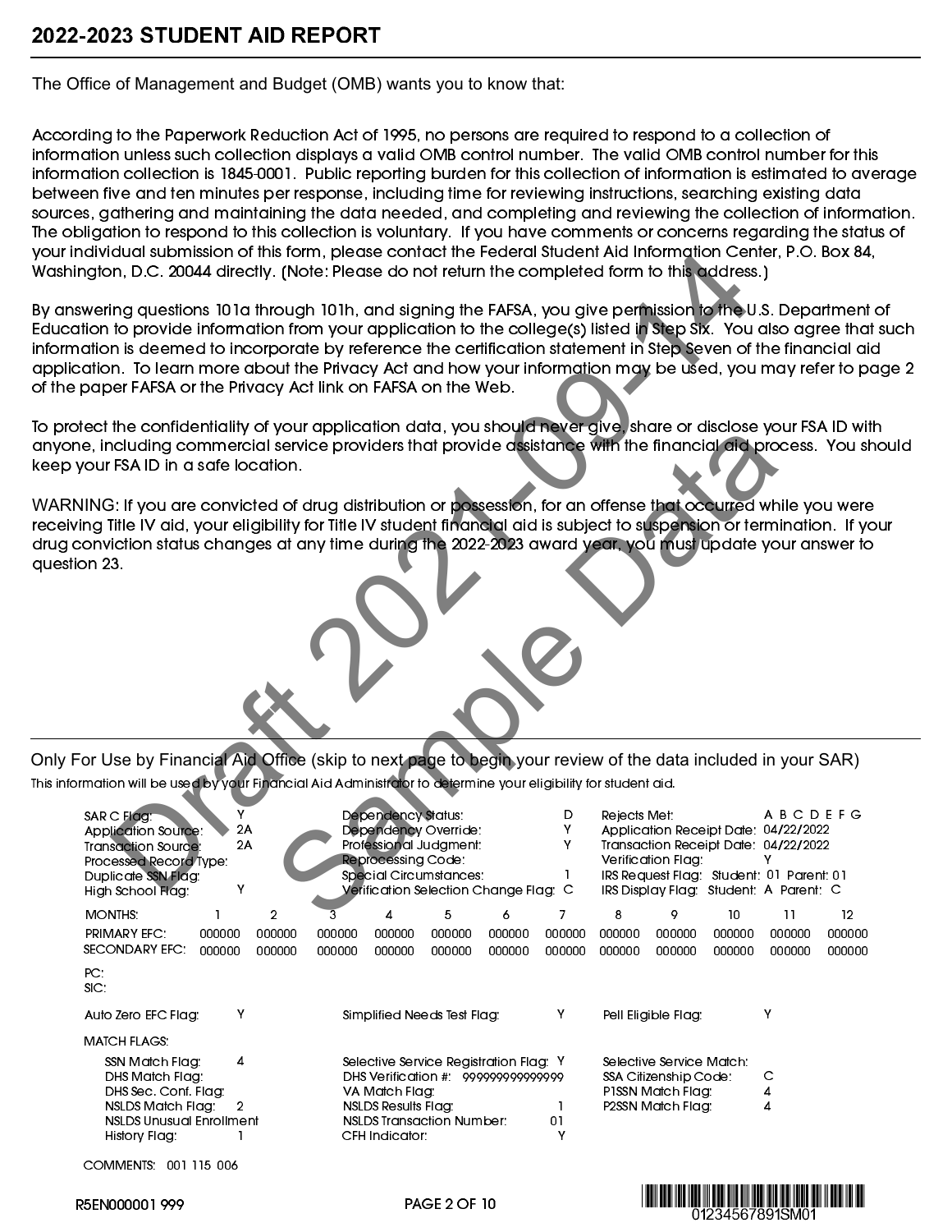# 2022-2023 STUDENT AID REPORT

The Office of Management and Budget (OMB) wants you to know that:

According to the Paperwork Reduction Act of 1995, no persons are required to respond to a collection of information unless such collection displays a valid OMB control number. The valid OMB control number for this information collection is 1845-0001. Public reporting burden for this collection of information is estimated to average between five and ten minutes per response, including time for reviewing instructions, searching existing data sources, gathering and maintaining the data needed, and completing and reviewing the collection of information. The obligation to respond to this collection is voluntary. If you have comments or concerns regarding the status of your individual submission of this form, please contact the Federal Student Aid Information Center, P.O. Box 84, Washington, D.C. 20044 directly. (Note: Please do not return the completed form to this address.)

By answering questions 101a through 101h, and signing the FAFSA, you give permission to the U.S. Department of Education to provide information from your application to the college(s) listed in Step Six. You also agree that such information is deemed to incorporate by reference the certification statement in Step Seven of the financial aid application. To learn more about the Privacy Act and how your information may be used, you may refer to page 2 of the paper FAFSA or the Privacy Act link on FAFSA on the Web.

To protect the confidentiality of your application data, you should never give, share or disclose your FSA ID with anyone, including commercial service providers that provide assistance with the financial aid process. You should keep your FSA ID in a safe location.

WARNING: If you are convicted of drug distribution or possession, for an offense that occurred while you were receiving Title IV aid, your eligibility for Title IV student financial aid is subject to suspension or termination. If your drug conviction status changes at any time during the 2022-2023 award year, you must update your answer to question 23.

Draft 2021-09-14 Sample Data

## Only For Use by Financial Aid Office (skip to next page to begin your review of the data included in your SAR)

This information will be used by your Financial Aid Administrator to determine your eligibility for student aid.

| | | | | | |
|---|---|---|---|---|---|
| SAR C Flag: | Y | Dependency Status: | D | Rejects Met: | A B C D E F G |
| Application Source: | 2A | Dependency Override: | Y | Application Receipt Date: | 04/22/2022 |
| Transaction Source: | 2A | Professional Judgment: | Y | Transaction Receipt Date: | 04/22/2022 |
| Processed Record Type: | | Reprocessing Code: | | Verification Flag: | Y |
| Duplicate SSN Flag: | | Special Circumstances: | 1 | IRS Request Flag: | Student: 01 Parent: 01 |
| High School Flag: | Y | Verification Selection Change Flag: | C | IRS Display Flag: | Student: A Parent: C |

| MONTHS: | 1 | 2 | 3 | 4 | 5 | 6 | 7 | 8 | 9 | 10 | 11 | 12 |
|---|---|---|---|---|---|---|---|---|---|---|---|---|
| PRIMARY EFC: | 000000 | 000000 | 000000 | 000000 | 000000 | 000000 | 000000 | 000000 | 000000 | 000000 | 000000 | 000000 |
| SECONDARY EFC: | 000000 | 000000 | 000000 | 000000 | 000000 | 000000 | 000000 | 000000 | 000000 | 000000 | 000000 | 000000 |

PC:
SIC:

| | | | | | |
|---|---|---|---|---|---|
| Auto Zero EFC Flag: | Y | Simplified Needs Test Flag: | Y | Pell Eligible Flag: | Y |

MATCH FLAGS:

| | | | | | |
|---|---|---|---|---|---|
| SSN Match Flag: | 4 | Selective Service Registration Flag: | Y | Selective Service Match: | |
| DHS Match Flag: | | DHS Verification #: | 999999999999999 | SSA Citizenship Code: | C |
| DHS Sec. Conf. Flag: | | VA Match Flag: | | P1SSN Match Flag: | 4 |
| NSLDS Match Flag: | 2 | NSLDS Results Flag: | 1 | P2SSN Match Flag: | 4 |
| NSLDS Unusual Enrollment History Flag: | 1 | NSLDS Transaction Number: | 01 | | |
| | | CFH Indicator: | Y | | |

COMMENTS: 001 115 006

R5EN000001 999

01234567891SM01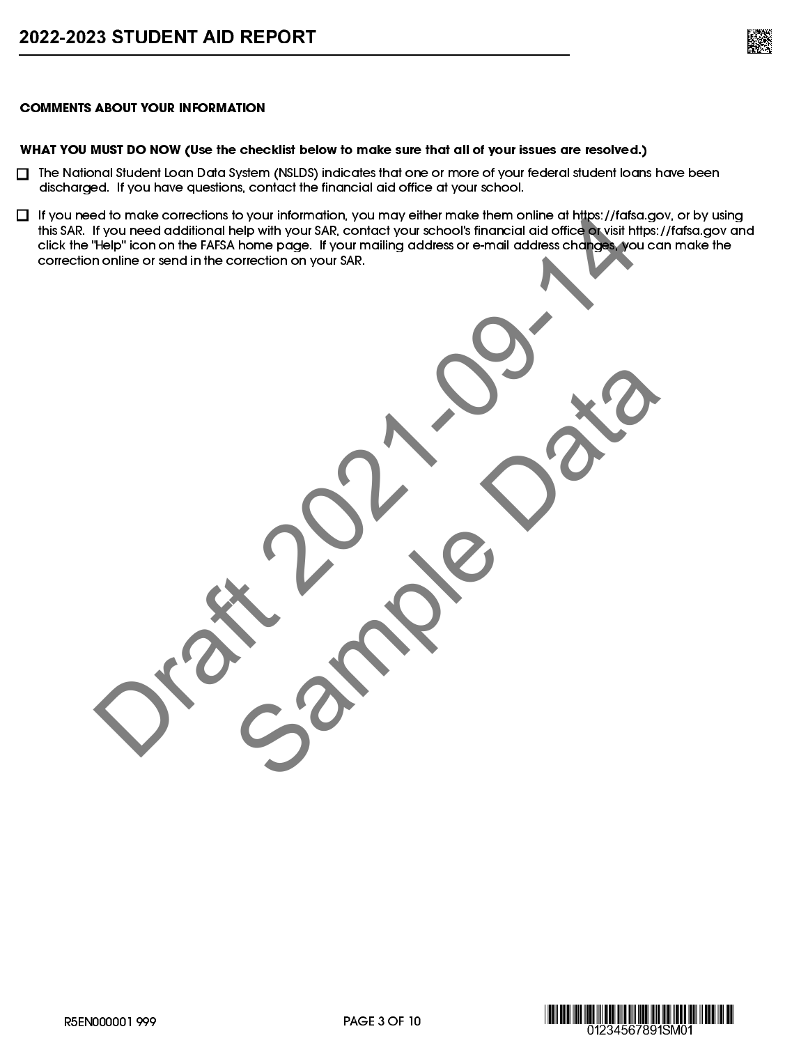# 2022-2023 STUDENT AID REPORT

**COMMENTS ABOUT YOUR INFORMATION**

**WHAT YOU MUST DO NOW (Use the checklist below to make sure that all of your issues are resolved.)**

- ☐ The National Student Loan Data System (NSLDS) indicates that one or more of your federal student loans have been discharged. If you have questions, contact the financial aid office at your school.

- ☐ If you need to make corrections to your information, you may either make them online at https://fafsa.gov, or by using this SAR. If you need additional help with your SAR, contact your school's financial aid office or visit https://fafsa.gov and click the "Help" icon on the FAFSA home page. If your mailing address or e-mail address changes, you can make the correction online or send in the correction on your SAR.

Draft 2021-09-14 Sample Data

R5EN000001 999

01234567891SM01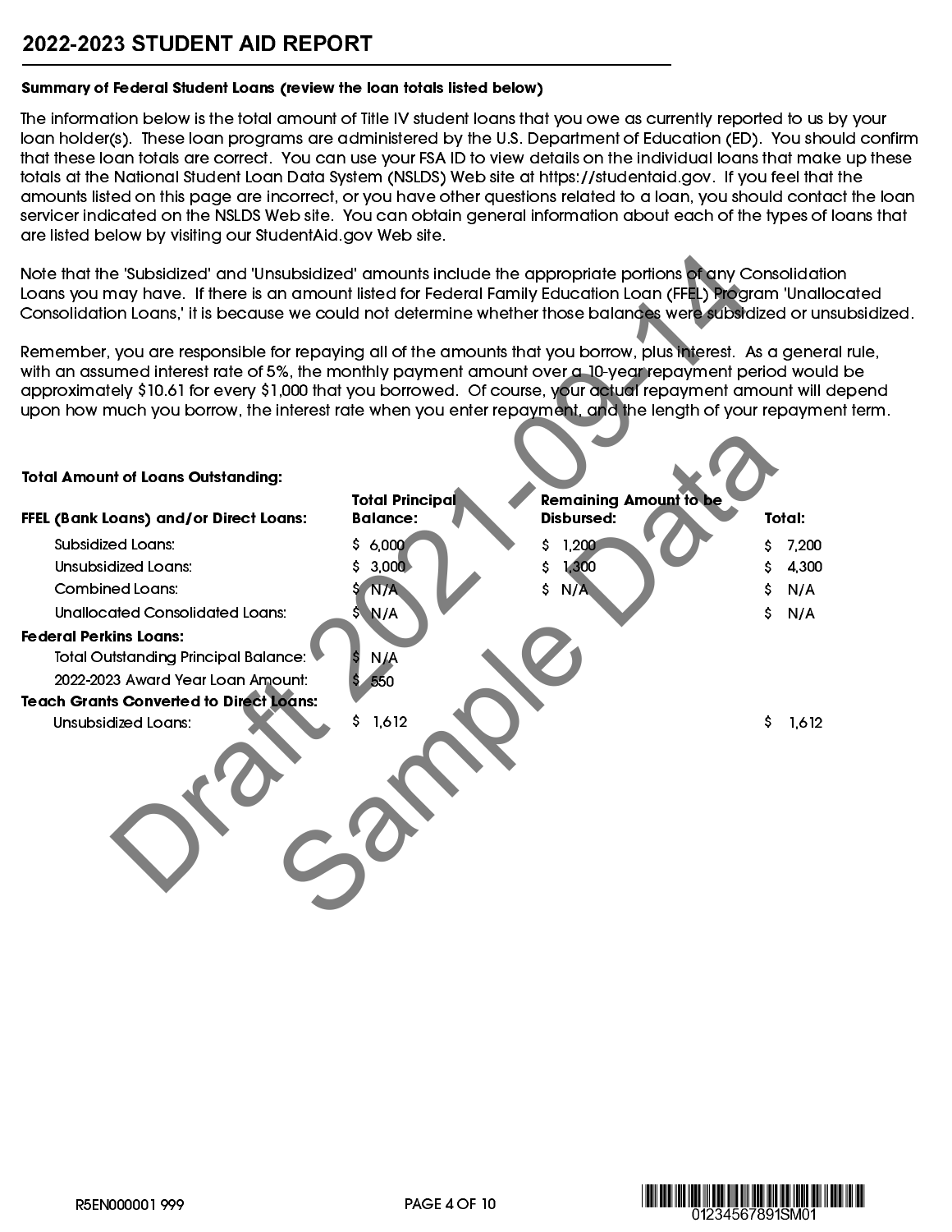## 2022-2023 STUDENT AID REPORT

**Summary of Federal Student Loans (review the loan totals listed below)**

The information below is the total amount of Title IV student loans that you owe as currently reported to us by your loan holder(s). These loan programs are administered by the U.S. Department of Education (ED). You should confirm that these loan totals are correct. You can use your FSA ID to view details on the individual loans that make up these totals at the National Student Loan Data System (NSLDS) Web site at https://studentaid.gov. If you feel that the amounts listed on this page are incorrect, or you have other questions related to a loan, you should contact the loan servicer indicated on the NSLDS Web site. You can obtain general information about each of the types of loans that are listed below by visiting our StudentAid.gov Web site.

Note that the 'Subsidized' and 'Unsubsidized' amounts include the appropriate portions of any Consolidation Loans you may have. If there is an amount listed for Federal Family Education Loan (FFEL) Program 'Unallocated Consolidation Loans,' it is because we could not determine whether those balances were subsidized or unsubsidized.

Remember, you are responsible for repaying all of the amounts that you borrow, plus interest. As a general rule, with an assumed interest rate of 5%, the monthly payment amount over a 10-year repayment period would be approximately $10.61 for every $1,000 that you borrowed. Of course, your actual repayment amount will depend upon how much you borrow, the interest rate when you enter repayment, and the length of your repayment term.

**Total Amount of Loans Outstanding:**

| **FFEL (Bank Loans) and/or Direct Loans:** | **Total Principal Balance:** | **Remaining Amount to be Disbursed:** | **Total:** |
|---|---|---|---|
| Subsidized Loans: | $ 6,000 | $ 1,200 | $ 7,200 |
| Unsubsidized Loans: | $ 3,000 | $ 1,300 | $ 4,300 |
| Combined Loans: | $ N/A | $ N/A | $ N/A |
| Unallocated Consolidated Loans: | $ N/A | | $ N/A |
| **Federal Perkins Loans:** | | | |
| Total Outstanding Principal Balance: | $ N/A | | |
| 2022-2023 Award Year Loan Amount: | $ 550 | | |
| **Teach Grants Converted to Direct Loans:** | | | |
| Unsubsidized Loans: | $ 1,612 | | $ 1,612 |

R5EN000001 999

01234567891SM01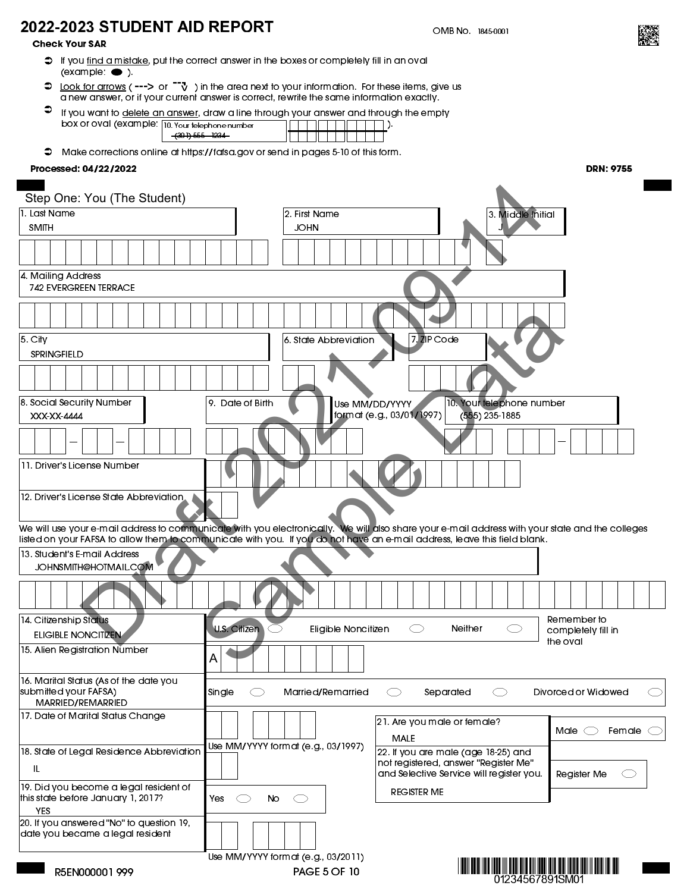# 2022-2023 STUDENT AID REPORT

OMB No. 1845-0001

**Check Your SAR**

- If you find a mistake, put the correct answer in the boxes or completely fill in an oval (example: ⬬ ).
- Look for arrows ( ---> or ⌐v ) in the area next to your information. For these items, give us a new answer, or if your current answer is correct, rewrite the same information exactly.
- If you want to delete an answer, draw a line through your answer and through the empty box or oval (example: 10. Your telephone number ~~(301) 555 - 1234~~ ).
- Make corrections online at https://fafsa.gov or send in pages 5-10 of this form.

**Processed: 04/22/2022** **DRN: 9755**

Draft 2021-09-14 Sample Data

## Step One: You (The Student)

1. Last Name: SMITH
2. First Name: JOHN
3. Middle Initial: J
4. Mailing Address: 742 EVERGREEN TERRACE
5. City: SPRINGFIELD
6. State Abbreviation:
7. ZIP Code:
8. Social Security Number: XXX-XX-4444
9. Date of Birth: Use MM/DD/YYYY format (e.g., 03/01/1997)
10. Your telephone number: (555) 235-1885
11. Driver's License Number
12. Driver's License State Abbreviation

We will use your e-mail address to communicate with you electronically. We will also share your e-mail address with your state and the colleges listed on your FAFSA to allow them to communicate with you. If you do not have an e-mail address, leave this field blank.

13. Student's E-mail Address: JOHNSMITH@HOTMAIL.COM
14. Citizenship Status: ELIGIBLE NONCITIZEN — U.S. Citizen ◯ Eligible Noncitizen ◯ Neither ◯ (Remember to completely fill in the oval)
15. Alien Registration Number: A
16. Marital Status (As of the date you submitted your FAFSA): MARRIED/REMARRIED — Single ◯ Married/Remarried ◯ Separated ◯ Divorced or Widowed ◯
17. Date of Marital Status Change: Use MM/YYYY format (e.g., 03/1997)
18. State of Legal Residence Abbreviation: IL
19. Did you become a legal resident of this state before January 1, 2017?: YES — Yes ◯ No ◯
20. If you answered "No" to question 19, date you became a legal resident: Use MM/YYYY format (e.g., 03/2011)
21. Are you male or female?: MALE — Male ◯ Female ◯
22. If you are male (age 18-25) and not registered, answer "Register Me" and Selective Service will register you.: REGISTER ME — Register Me ◯

R5EN000001 999

01234567891SM01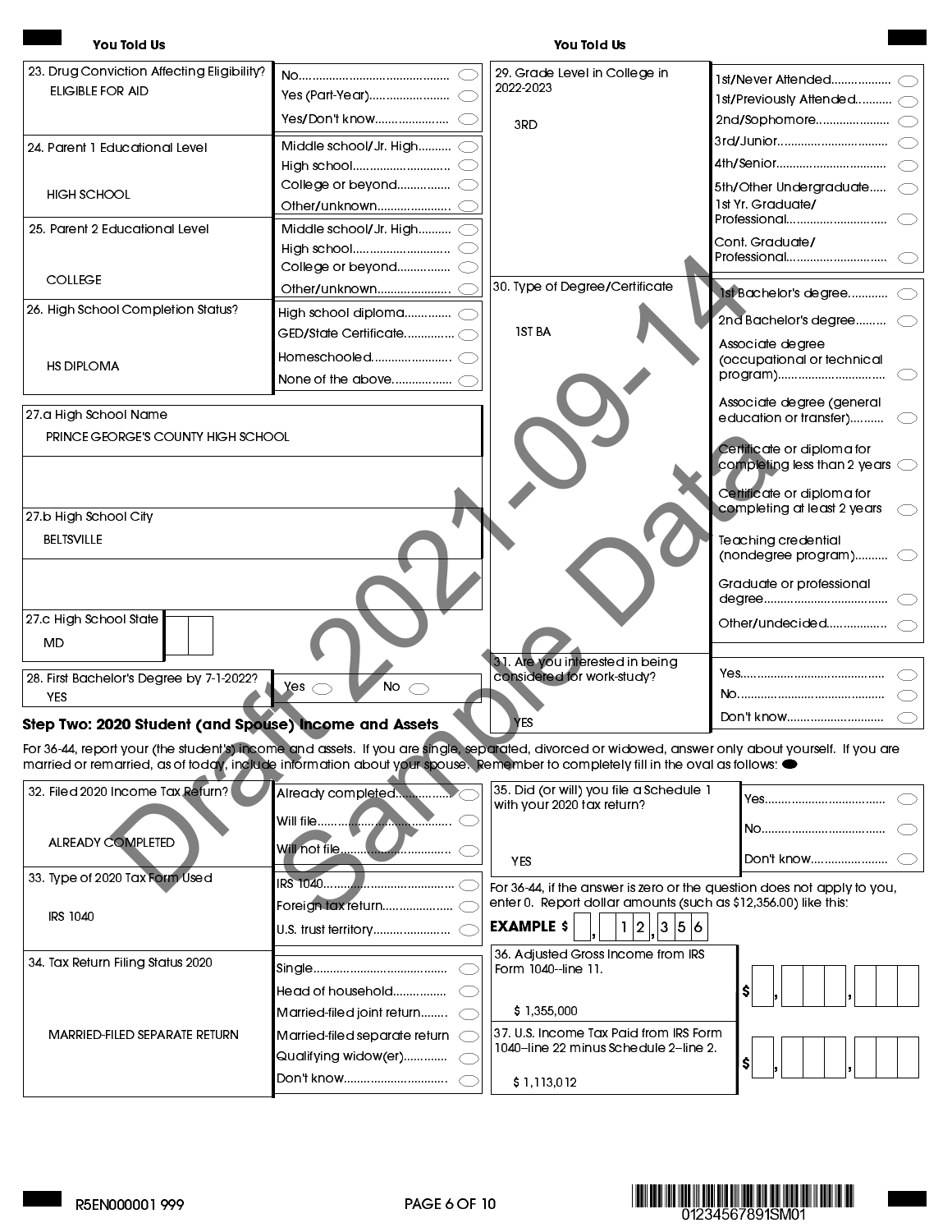**You Told Us** | **You Told Us**

Draft 2021-09-14 Sample Data

| Question | You Told Us | Options |
|---|---|---|
| 23. Drug Conviction Affecting Eligibility? | ELIGIBLE FOR AID | No ◯ / Yes (Part-Year) ◯ / Yes/Don't know ◯ |
| 24. Parent 1 Educational Level | HIGH SCHOOL | Middle school/Jr. High ◯ / High school ◯ / College or beyond ◯ / Other/unknown ◯ |
| 25. Parent 2 Educational Level | COLLEGE | Middle school/Jr. High ◯ / High school ◯ / College or beyond ◯ / Other/unknown ◯ |
| 26. High School Completion Status? | HS DIPLOMA | High school diploma ◯ / GED/State Certificate ◯ / Homeschooled ◯ / None of the above ◯ |
| 27.a High School Name | PRINCE GEORGE'S COUNTY HIGH SCHOOL | |
| 27.b High School City | BELTSVILLE | |
| 27.c High School State | MD | |
| 28. First Bachelor's Degree by 7-1-2022? | YES | Yes ◯ No ◯ |
| 29. Grade Level in College in 2022-2023 | 3RD | 1st/Never Attended ◯ / 1st/Previously Attended ◯ / 2nd/Sophomore ◯ / 3rd/Junior ◯ / 4th/Senior ◯ / 5th/Other Undergraduate ◯ / 1st Yr. Graduate/Professional ◯ / Cont. Graduate/Professional ◯ |
| 30. Type of Degree/Certificate | 1ST BA | 1st Bachelor's degree ◯ / 2nd Bachelor's degree ◯ / Associate degree (occupational or technical program) ◯ / Associate degree (general education or transfer) ◯ / Certificate or diploma for completing less than 2 years ◯ / Certificate or diploma for completing at least 2 years ◯ / Teaching credential (nondegree program) ◯ / Graduate or professional degree ◯ / Other/undecided ◯ |
| 31. Are you interested in being considered for work-study? | YES | Yes ◯ / No ◯ / Don't know ◯ |

## Step Two: 2020 Student (and Spouse) Income and Assets

For 36-44, report your (the student's) income and assets. If you are single, separated, divorced or widowed, answer only about yourself. If you are married or remarried, as of today, include information about your spouse. Remember to completely fill in the oval as follows: ●

| Question | You Told Us | Options |
|---|---|---|
| 32. Filed 2020 Income Tax Return? | ALREADY COMPLETED | Already completed ◯ / Will file ◯ / Will not file ◯ |
| 33. Type of 2020 Tax Form Used | IRS 1040 | IRS 1040 ◯ / Foreign tax return ◯ / U.S. trust territory ◯ |
| 34. Tax Return Filing Status 2020 | MARRIED-FILED SEPARATE RETURN | Single ◯ / Head of household ◯ / Married-filed joint return ◯ / Married-filed separate return ◯ / Qualifying widow(er) ◯ / Don't know ◯ |
| 35. Did (or will) you file a Schedule 1 with your 2020 tax return? | YES | Yes ◯ / No ◯ / Don't know ◯ |

For 36-44, if the answer is zero or the question does not apply to you, enter 0. Report dollar amounts (such as $12,356.00) like this:

**EXAMPLE** $ [ ],[ ][1][2],[3][5][6]

| Question | You Told Us | Entry |
|---|---|---|
| 36. Adjusted Gross Income from IRS Form 1040--line 11. | $ 1,355,000 | $ [ ],[ ][ ][ ],[ ][ ][ ] |
| 37. U.S. Income Tax Paid from IRS Form 1040--line 22 minus Schedule 2--line 2. | $ 1,113,012 | $ [ ],[ ][ ][ ],[ ][ ][ ] |

R5EN000001 999

01234567891SM01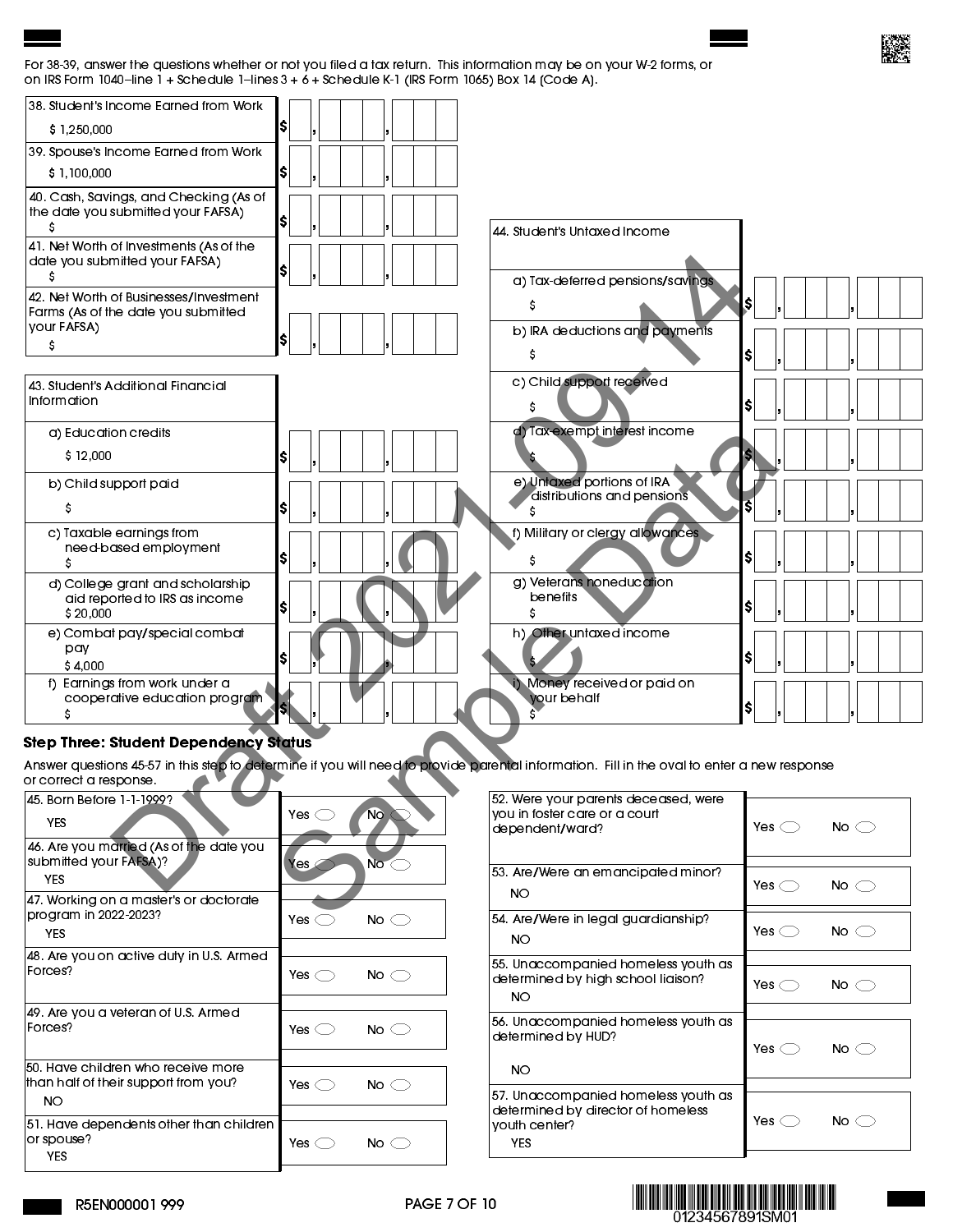For 38-39, answer the questions whether or not you filed a tax return. This information may be on your W-2 forms, or on IRS Form 1040–line 1 + Schedule 1–lines 3 + 6 + Schedule K-1 (IRS Form 1065) Box 14 (Code A).

| Question | Amount |
|---|---|
| 38. Student's Income Earned from Work<br>$ 1,250,000 | $ , , |
| 39. Spouse's Income Earned from Work<br>$ 1,100,000 | $ , , |
| 40. Cash, Savings, and Checking (As of the date you submitted your FAFSA)<br>$ | $ , , |
| 41. Net Worth of Investments (As of the date you submitted your FAFSA)<br>$ | $ , , |
| 42. Net Worth of Businesses/Investment Farms (As of the date you submitted your FAFSA)<br>$ | $ , , |

| 43. Student's Additional Financial Information | |
|---|---|
| a) Education credits<br>$ 12,000 | $ , , |
| b) Child support paid<br>$ | $ , , |
| c) Taxable earnings from need-based employment<br>$ | $ , , |
| d) College grant and scholarship aid reported to IRS as income<br>$ 20,000 | $ , , |
| e) Combat pay/special combat pay<br>$ 4,000 | $ , , |
| f) Earnings from work under a cooperative education program<br>$ | $ , , |

| 44. Student's Untaxed Income | |
|---|---|
| a) Tax-deferred pensions/savings<br>$ | $ , , |
| b) IRA deductions and payments<br>$ | $ , , |
| c) Child support received<br>$ | $ , , |
| d) Tax-exempt interest income<br>$ | $ , , |
| e) Untaxed portions of IRA distributions and pensions<br>$ | $ , , |
| f) Military or clergy allowances<br>$ | $ , , |
| g) Veterans noneducation benefits<br>$ | $ , , |
| h) Other untaxed income<br>$ | $ , , |
| i) Money received or paid on your behalf<br>$ | $ , , |

### Step Three: Student Dependency Status

Answer questions 45-57 in this step to determine if you will need to provide parental information. Fill in the oval to enter a new response or correct a response.

| Question | Response |
|---|---|
| 45. Born Before 1-1-1999?<br>YES | Yes ◯ No ◯ |
| 46. Are you married (As of the date you submitted your FAFSA)?<br>YES | Yes ◯ No ◯ |
| 47. Working on a master's or doctorate program in 2022-2023?<br>YES | Yes ◯ No ◯ |
| 48. Are you on active duty in U.S. Armed Forces? | Yes ◯ No ◯ |
| 49. Are you a veteran of U.S. Armed Forces? | Yes ◯ No ◯ |
| 50. Have children who receive more than half of their support from you?<br>NO | Yes ◯ No ◯ |
| 51. Have dependents other than children or spouse?<br>YES | Yes ◯ No ◯ |
| 52. Were your parents deceased, were you in foster care or a court dependent/ward? | Yes ◯ No ◯ |
| 53. Are/Were an emancipated minor?<br>NO | Yes ◯ No ◯ |
| 54. Are/Were in legal guardianship?<br>NO | Yes ◯ No ◯ |
| 55. Unaccompanied homeless youth as determined by high school liaison?<br>NO | Yes ◯ No ◯ |
| 56. Unaccompanied homeless youth as determined by HUD?<br>NO | Yes ◯ No ◯ |
| 57. Unaccompanied homeless youth as determined by director of homeless youth center?<br>YES | Yes ◯ No ◯ |

Draft 2021-09-14 Sample Data

R5EN000001 999

01234567891SM01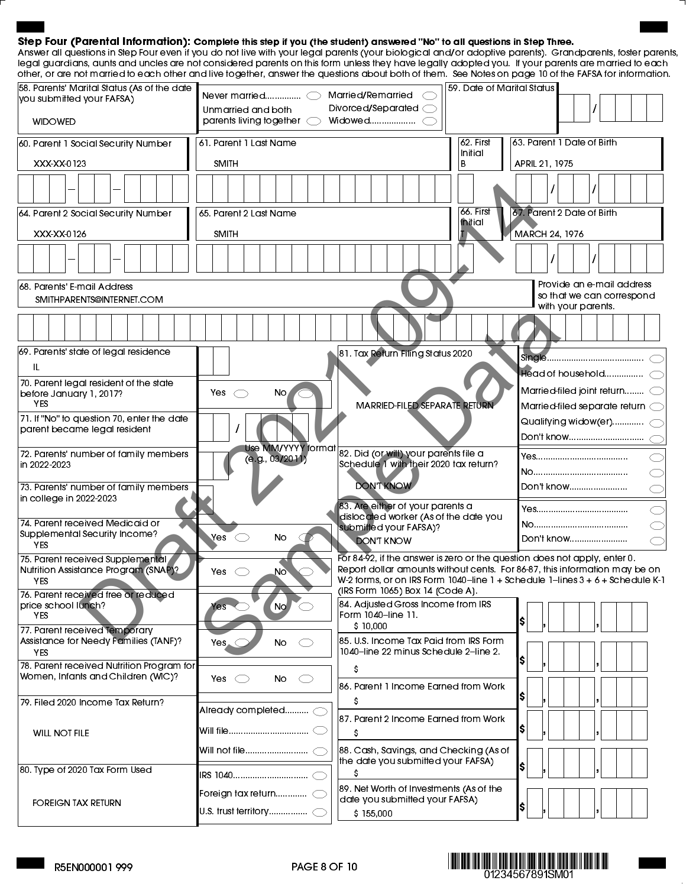**Step Four (Parental Information): Complete this step if you (the student) answered "No" to all questions in Step Three.**
Answer all questions in Step Four even if you do not live with your legal parents (your biological and/or adoptive parents). Grandparents, foster parents, legal guardians, aunts and uncles are not considered parents on this form unless they have legally adopted you. If your parents are married to each other, or are not married to each other and live together, answer the questions about both of them. See Notes on page 10 of the FAFSA for information.

58. Parents' Marital Status (As of the date you submitted your FAFSA)
WIDOWED
Never married / Unmarried and both parents living together / Married/Remarried / Divorced/Separated / Widowed

59. Date of Marital Status

60. Parent 1 Social Security Number
XXX-XX-0123

61. Parent 1 Last Name
SMITH

62. First Initial
B

63. Parent 1 Date of Birth
APRIL 21, 1975

64. Parent 2 Social Security Number
XXX-XX-0126

65. Parent 2 Last Name
SMITH

66. First Initial
T

67. Parent 2 Date of Birth
MARCH 24, 1976

68. Parents' E-mail Address
SMITHPARENTS@INTERNET.COM
Provide an e-mail address so that we can correspond with your parents.

69. Parents' state of legal residence
IL

70. Parent legal resident of the state before January 1, 2017? Yes / No
YES

71. If "No" to question 70, enter the date parent became legal resident
Use MM/YYYY format (e.g., 03/2011)

72. Parents' number of family members in 2022-2023

73. Parents' number of family members in college in 2022-2023

74. Parent received Medicaid or Supplemental Security Income? Yes / No
YES

75. Parent received Supplemental Nutrition Assistance Program (SNAP)? Yes / No
YES

76. Parent received free or reduced price school lunch? Yes / No
YES

77. Parent received Temporary Assistance for Needy Families (TANF)? Yes / No
YES

78. Parent received Nutrition Program for Women, Infants and Children (WIC)? Yes / No

79. Filed 2020 Income Tax Return?
WILL NOT FILE
Already completed / Will file / Will not file

80. Type of 2020 Tax Form Used
FOREIGN TAX RETURN
IRS 1040 / Foreign tax return / U.S. trust territory

81. Tax Return Filing Status 2020
MARRIED-FILED SEPARATE RETURN
Single / Head of household / Married-filed joint return / Married-filed separate return / Qualifying widow(er) / Don't know

82. Did (or will) your parents file a Schedule 1 with their 2020 tax return?
DON'T KNOW
Yes / No / Don't know

83. Are either of your parents a dislocated worker (As of the date you submitted your FAFSA)?
DON'T KNOW
Yes / No / Don't know

For 84-92, if the answer is zero or the question does not apply, enter 0. Report dollar amounts without cents. For 86-87, this information may be on W-2 forms, or on IRS Form 1040–line 1 + Schedule 1–lines 3 + 6 + Schedule K-1 (IRS Form 1065) Box 14 (Code A).

84. Adjusted Gross Income from IRS Form 1040–line 11.
$ 10,000

85. U.S. Income Tax Paid from IRS Form 1040–line 22 minus Schedule 2–line 2.
$

86. Parent 1 Income Earned from Work
$

87. Parent 2 Income Earned from Work
$

88. Cash, Savings, and Checking (As of the date you submitted your FAFSA)
$

89. Net Worth of Investments (As of the date you submitted your FAFSA)
$ 155,000

R5EN000001 999

01234567891SM01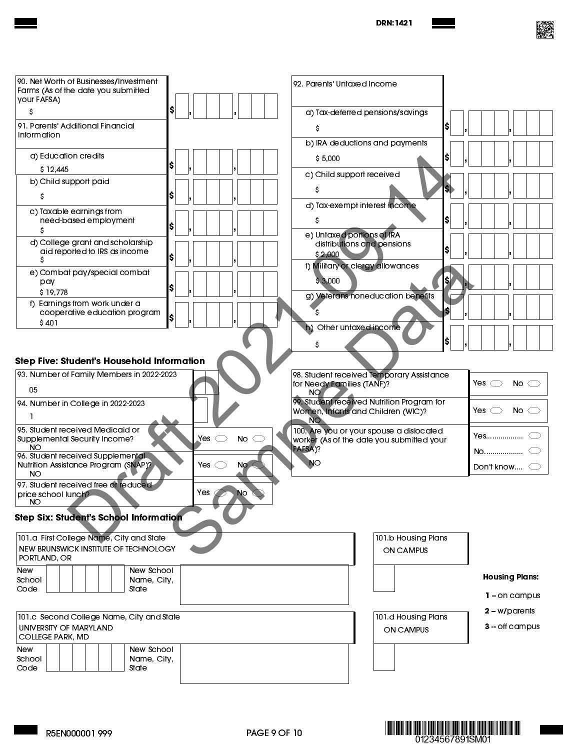DRN: 1421

| Field | Value |
|---|---|
| 90. Net Worth of Businesses/Investment Farms (As of the date you submitted your FAFSA) | $ |
| **91. Parents' Additional Financial Information** | |
| a) Education credits | $ 12,445 |
| b) Child support paid | $ |
| c) Taxable earnings from need-based employment | $ |
| d) College grant and scholarship aid reported to IRS as income | $ |
| e) Combat pay/special combat pay | $ 19,778 |
| f) Earnings from work under a cooperative education program | $ 401 |

| Field | Value |
|---|---|
| **92. Parents' Untaxed Income** | |
| a) Tax-deferred pensions/savings | $ |
| b) IRA deductions and payments | $ 5,000 |
| c) Child support received | $ |
| d) Tax-exempt interest income | $ |
| e) Untaxed portions of IRA distributions and pensions | $ 2,000 |
| f) Military or clergy allowances | $ 3,000 |
| g) Veterans noneducation benefits | $ |
| h) Other untaxed income | $ |

## Step Five: Student's Household Information

| Question | Answer | Options |
|---|---|---|
| 93. Number of Family Members in 2022-2023 | 05 | |
| 94. Number in College in 2022-2023 | 1 | |
| 95. Student received Medicaid or Supplemental Security Income? | NO | Yes ◯ No ◯ |
| 96. Student received Supplemental Nutrition Assistance Program (SNAP)? | NO | Yes ◯ No ◯ |
| 97. Student received free or reduced price school lunch? | NO | Yes ◯ No ◯ |
| 98. Student received Temporary Assistance for Needy Families (TANF)? | NO | Yes ◯ No ◯ |
| 99. Student received Nutrition Program for Women, Infants and Children (WIC)? | NO | Yes ◯ No ◯ |
| 100. Are you or your spouse a dislocated worker (As of the date you submitted your FAFSA)? | NO | Yes.................. ◯ No.................. ◯ Don't know.... ◯ |

## Step Six: Student's School Information

| Field | Value |
|---|---|
| 101.a First College Name, City and State | NEW BRUNSWICK INSTITUTE OF TECHNOLOGY PORTLAND, OR |
| New School Code | |
| New School Name, City, State | |
| 101.b Housing Plans | ON CAMPUS |
| 101.c Second College Name, City and State | UNIVERSITY OF MARYLAND COLLEGE PARK, MD |
| New School Code | |
| New School Name, City, State | |
| 101.d Housing Plans | ON CAMPUS |

**Housing Plans:**

**1 –** on campus

**2 –** w/parents

**3 --** off campus

R5EN000001 999

01234567891SM01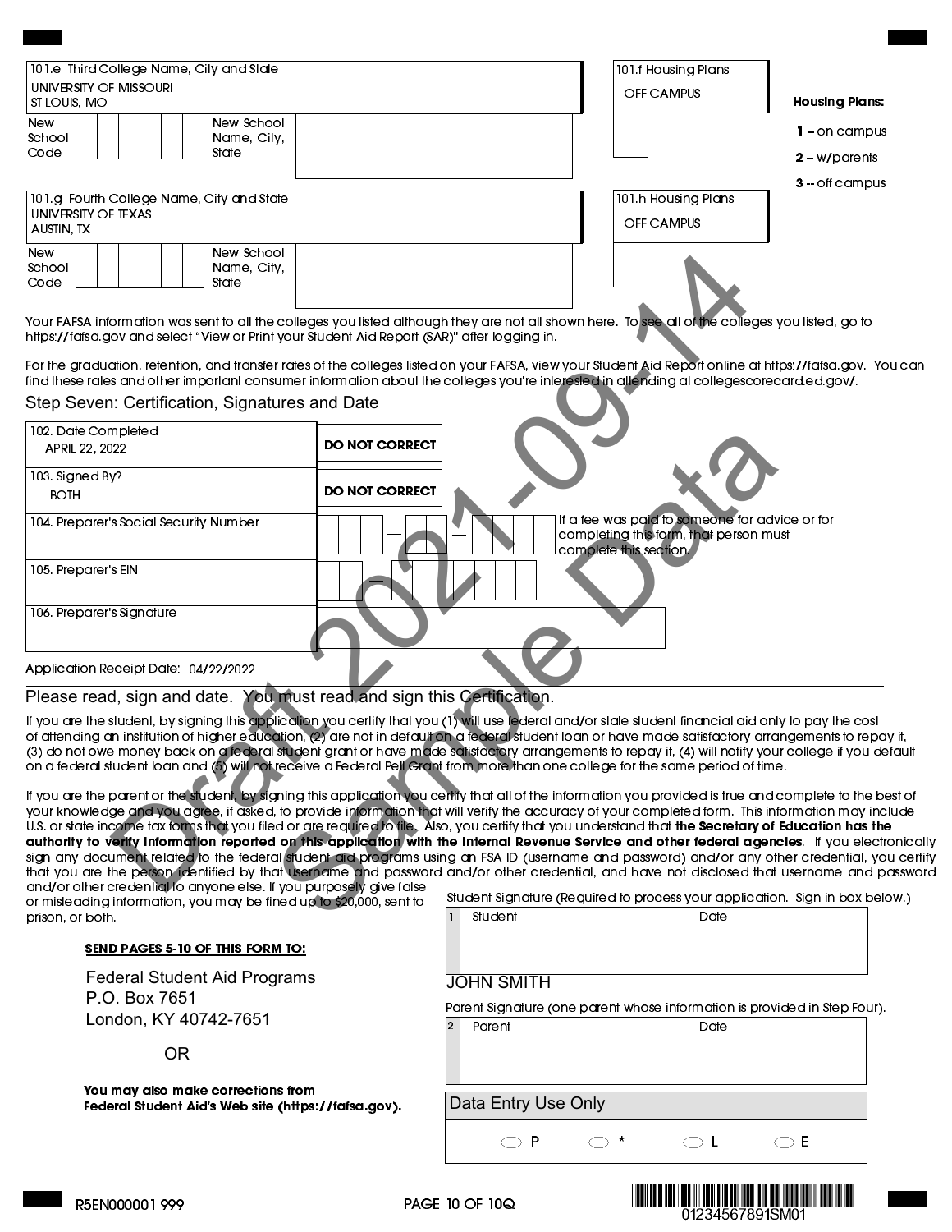| 101.e Third College Name, City and State | 101.f Housing Plans |
|---|---|
| UNIVERSITY OF MISSOURI<br>ST LOUIS, MO | OFF CAMPUS |
| New School Code: | New School Name, City, State: |

| 101.g Fourth College Name, City and State | 101.h Housing Plans |
|---|---|
| UNIVERSITY OF TEXAS<br>AUSTIN, TX | OFF CAMPUS |
| New School Code: | New School Name, City, State: |

**Housing Plans:**

- **1 –** on campus
- **2 –** w/parents
- **3 --** off campus

Your FAFSA information was sent to all the colleges you listed although they are not all shown here. To see all of the colleges you listed, go to https://fafsa.gov and select "View or Print your Student Aid Report (SAR)" after logging in.

For the graduation, retention, and transfer rates of the colleges listed on your FAFSA, view your Student Aid Report online at https://fafsa.gov. You can find these rates and other important consumer information about the colleges you're interested in attending at collegescorecard.ed.gov/.

## Step Seven: Certification, Signatures and Date

| Field | Value | |
|---|---|---|
| 102. Date Completed | APRIL 22, 2022 | **DO NOT CORRECT** |
| 103. Signed By? | BOTH | **DO NOT CORRECT** |
| 104. Preparer's Social Security Number | ___ - __ - ____ | If a fee was paid to someone for advice or for completing this form, that person must complete this section. |
| 105. Preparer's EIN | __ - _______ | |
| 106. Preparer's Signature | | |

Application Receipt Date: 04/22/2022

## Please read, sign and date. You must read and sign this Certification.

If you are the student, by signing this application you certify that you (1) will use federal and/or state student financial aid only to pay the cost of attending an institution of higher education, (2) are not in default on a federal student loan or have made satisfactory arrangements to repay it, (3) do not owe money back on a federal student grant or have made satisfactory arrangements to repay it, (4) will notify your college if you default on a federal student loan and (5) will not receive a Federal Pell Grant from more than one college for the same period of time.

If you are the parent or the student, by signing this application you certify that all of the information you provided is true and complete to the best of your knowledge and you agree, if asked, to provide information that will verify the accuracy of your completed form. This information may include U.S. or state income tax forms that you filed or are required to file. Also, you certify that you understand that **the Secretary of Education has the authority to verify information reported on this application with the Internal Revenue Service and other federal agencies**. If you electronically sign any document related to the federal student aid programs using an FSA ID (username and password) and/or any other credential, you certify that you are the person identified by that username and password and/or other credential, and have not disclosed that username and password and/or other credential to anyone else. If you purposely give false or misleading information, you may be fined up to $20,000, sent to prison, or both.

**SEND PAGES 5-10 OF THIS FORM TO:**

Federal Student Aid Programs
P.O. Box 7651
London, KY 40742-7651

OR

**You may also make corrections from Federal Student Aid's Web site (https://fafsa.gov).**

Student Signature (Required to process your application. Sign in box below.)

| 1 | Student | Date |
|---|---|---|
| | | |

JOHN SMITH

Parent Signature (one parent whose information is provided in Step Four).

| 2 | Parent | Date |
|---|---|---|
| | | |

**Data Entry Use Only**

○ P ○ * ○ L ○ E

R5EN000001 999

01234567891SM01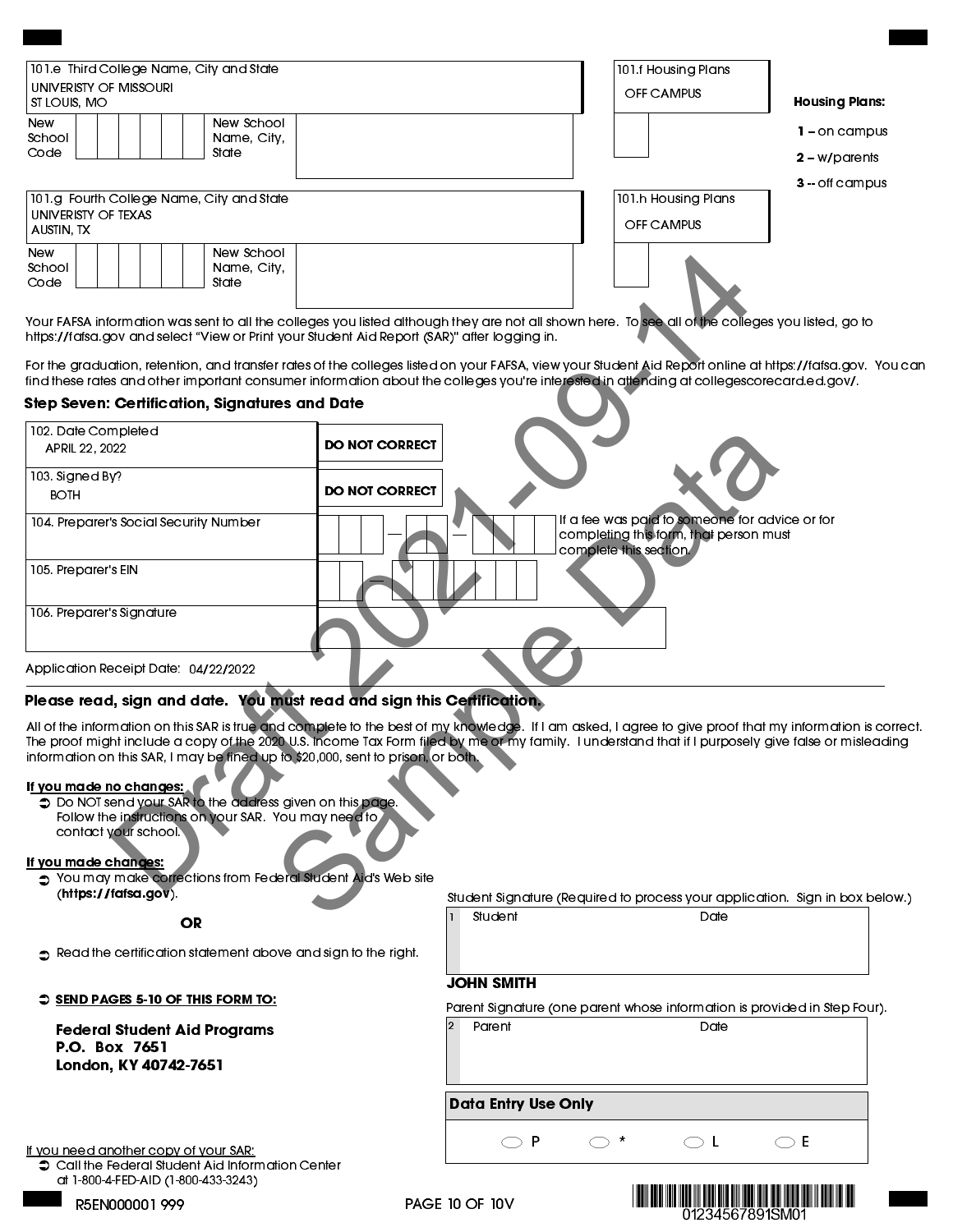| 101.e Third College Name, City and State | 101.f Housing Plans |
|---|---|
| UNIVERSITY OF MISSOURI ST LOUIS, MO | OFF CAMPUS |
| New School Code / New School Name, City, State | |

**Housing Plans:**

1 – on campus

2 – w/parents

3 -- off campus

| 101.g Fourth College Name, City and State | 101.h Housing Plans |
|---|---|
| UNIVERISTY OF TEXAS AUSTIN, TX | OFF CAMPUS |
| New School Code / New School Name, City, State | |

Your FAFSA information was sent to all the colleges you listed although they are not all shown here. To see all of the colleges you listed, go to https://fafsa.gov and select "View or Print your Student Aid Report (SAR)" after logging in.

For the graduation, retention, and transfer rates of the colleges listed on your FAFSA, view your Student Aid Report online at https://fafsa.gov. You can find these rates and other important consumer information about the colleges you're interested in attending at collegescorecard.ed.gov/.

## Step Seven: Certification, Signatures and Date

| | | |
|---|---|---|
| 102. Date Completed APRIL 22, 2022 | DO NOT CORRECT | |
| 103. Signed By? BOTH | DO NOT CORRECT | |
| 104. Preparer's Social Security Number | ___ – __ – ____ | If a fee was paid to someone for advice or for completing this form, that person must complete this section. |
| 105. Preparer's EIN | __ – _______ | |
| 106. Preparer's Signature | | |

Application Receipt Date: 04/22/2022

**Please read, sign and date. You must read and sign this Certification.**

All of the information on this SAR is true and complete to the best of my knowledge. If I am asked, I agree to give proof that my information is correct. The proof might include a copy of the 2020 U.S. Income Tax Form filed by me or my family. I understand that if I purposely give false or misleading information on this SAR, I may be fined up to $20,000, sent to prison, or both.

**If you made no changes:**

- Do NOT send your SAR to the address given on this page. Follow the instructions on your SAR. You may need to contact your school.

**If you made changes:**

- You may make corrections from Federal Student Aid's Web site (**https://fafsa.gov**).

**OR**

- Read the certification statement above and sign to the right.

- **SEND PAGES 5-10 OF THIS FORM TO:**

**Federal Student Aid Programs**
**P.O. Box 7651**
**London, KY 40742-7651**

Student Signature (Required to process your application. Sign in box below.)

| 1 Student | Date |
|---|---|
| | |

**JOHN SMITH**

Parent Signature (one parent whose information is provided in Step Four).

| 2 Parent | Date |
|---|---|
| | |

**Data Entry Use Only**

○ P ○ * ○ L ○ E

If you need another copy of your SAR:

- Call the Federal Student Aid Information Center at 1-800-4-FED-AID (1-800-433-3243)

R5EN000001 999

01234567891SM01

Draft 2021-09-14 Sample Data